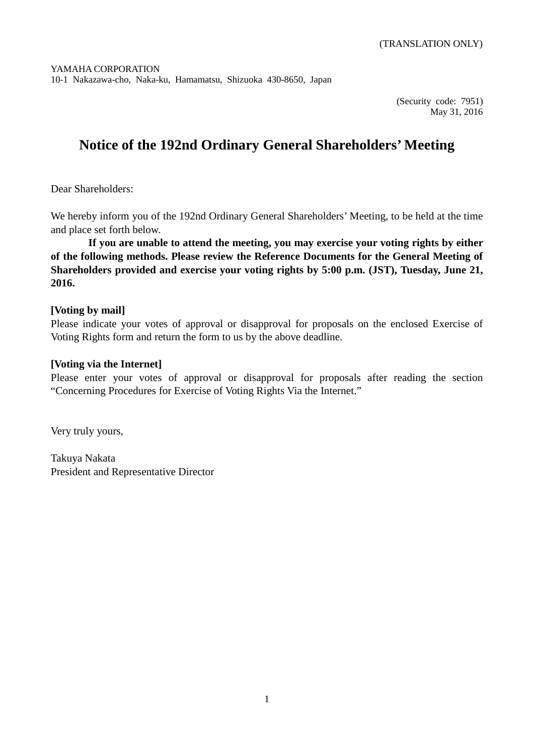(TRANSLATION ONLY)

YAMAHA CORPORATION
10-1 Nakazawa-cho, Naka-ku, Hamamatsu, Shizuoka 430-8650, Japan

(Security code: 7951)
May 31, 2016

# Notice of the 192nd Ordinary General Shareholders' Meeting

Dear Shareholders:

We hereby inform you of the 192nd Ordinary General Shareholders' Meeting, to be held at the time and place set forth below.

**If you are unable to attend the meeting, you may exercise your voting rights by either of the following methods. Please review the Reference Documents for the General Meeting of Shareholders provided and exercise your voting rights by 5:00 p.m. (JST), Tuesday, June 21, 2016.**

**[Voting by mail]**
Please indicate your votes of approval or disapproval for proposals on the enclosed Exercise of Voting Rights form and return the form to us by the above deadline.

**[Voting via the Internet]**
Please enter your votes of approval or disapproval for proposals after reading the section "Concerning Procedures for Exercise of Voting Rights Via the Internet."

Very truly yours,

Takuya Nakata
President and Representative Director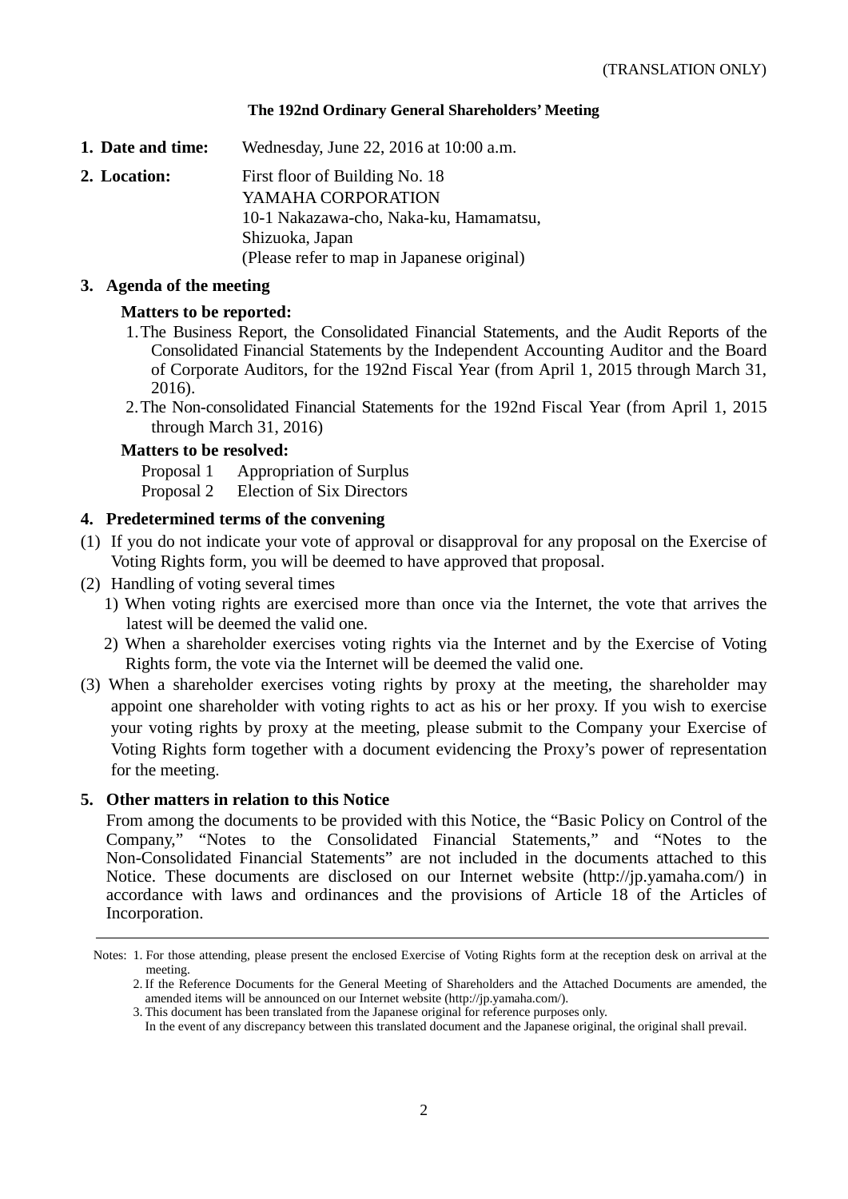(TRANSLATION ONLY)

# The 192nd Ordinary General Shareholders' Meeting

**1. Date and time:** Wednesday, June 22, 2016 at 10:00 a.m.

**2. Location:** First floor of Building No. 18
YAMAHA CORPORATION
10-1 Nakazawa-cho, Naka-ku, Hamamatsu,
Shizuoka, Japan
(Please refer to map in Japanese original)

**3. Agenda of the meeting**

**Matters to be reported:**

1. The Business Report, the Consolidated Financial Statements, and the Audit Reports of the Consolidated Financial Statements by the Independent Accounting Auditor and the Board of Corporate Auditors, for the 192nd Fiscal Year (from April 1, 2015 through March 31, 2016).
2. The Non-consolidated Financial Statements for the 192nd Fiscal Year (from April 1, 2015 through March 31, 2016)

**Matters to be resolved:**

Proposal 1 Appropriation of Surplus
Proposal 2 Election of Six Directors

**4. Predetermined terms of the convening**

(1) If you do not indicate your vote of approval or disapproval for any proposal on the Exercise of Voting Rights form, you will be deemed to have approved that proposal.

(2) Handling of voting several times

1) When voting rights are exercised more than once via the Internet, the vote that arrives the latest will be deemed the valid one.

2) When a shareholder exercises voting rights via the Internet and by the Exercise of Voting Rights form, the vote via the Internet will be deemed the valid one.

(3) When a shareholder exercises voting rights by proxy at the meeting, the shareholder may appoint one shareholder with voting rights to act as his or her proxy. If you wish to exercise your voting rights by proxy at the meeting, please submit to the Company your Exercise of Voting Rights form together with a document evidencing the Proxy's power of representation for the meeting.

**5. Other matters in relation to this Notice**

From among the documents to be provided with this Notice, the "Basic Policy on Control of the Company," "Notes to the Consolidated Financial Statements," and "Notes to the Non-Consolidated Financial Statements" are not included in the documents attached to this Notice. These documents are disclosed on our Internet website (http://jp.yamaha.com/) in accordance with laws and ordinances and the provisions of Article 18 of the Articles of Incorporation.

---

Notes: 1. For those attending, please present the enclosed Exercise of Voting Rights form at the reception desk on arrival at the meeting.

2. If the Reference Documents for the General Meeting of Shareholders and the Attached Documents are amended, the amended items will be announced on our Internet website (http://jp.yamaha.com/).

3. This document has been translated from the Japanese original for reference purposes only.
In the event of any discrepancy between this translated document and the Japanese original, the original shall prevail.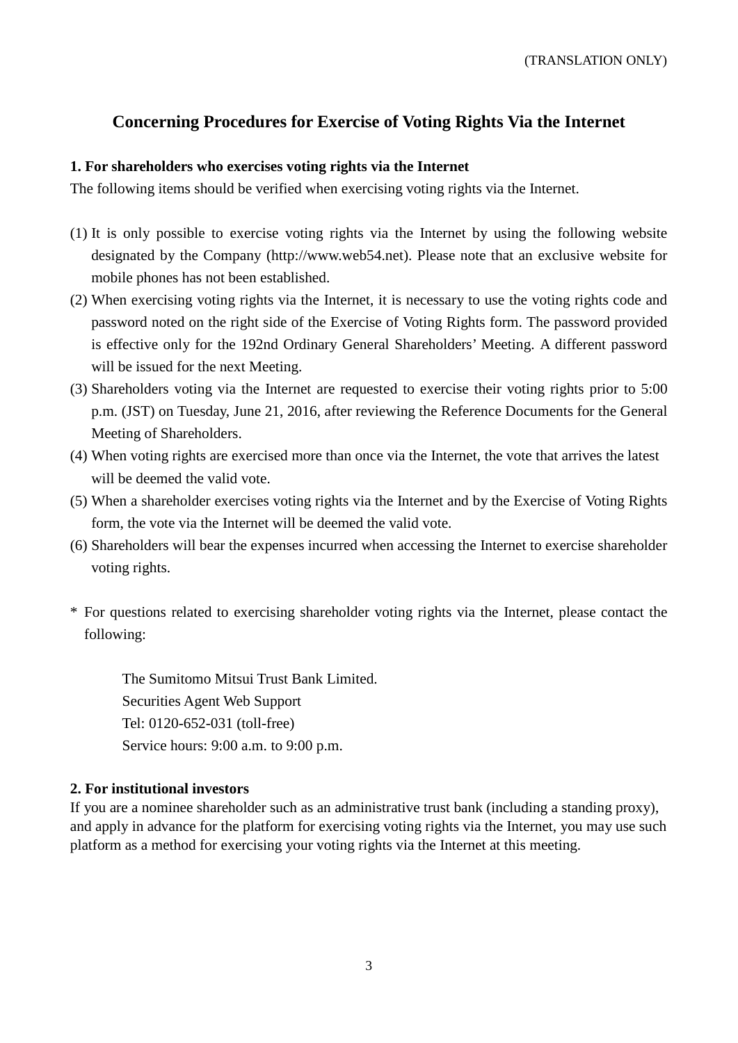(TRANSLATION ONLY)

## Concerning Procedures for Exercise of Voting Rights Via the Internet

**1. For shareholders who exercises voting rights via the Internet**

The following items should be verified when exercising voting rights via the Internet.

(1) It is only possible to exercise voting rights via the Internet by using the following website designated by the Company (http://www.web54.net). Please note that an exclusive website for mobile phones has not been established.

(2) When exercising voting rights via the Internet, it is necessary to use the voting rights code and password noted on the right side of the Exercise of Voting Rights form. The password provided is effective only for the 192nd Ordinary General Shareholders' Meeting. A different password will be issued for the next Meeting.

(3) Shareholders voting via the Internet are requested to exercise their voting rights prior to 5:00 p.m. (JST) on Tuesday, June 21, 2016, after reviewing the Reference Documents for the General Meeting of Shareholders.

(4) When voting rights are exercised more than once via the Internet, the vote that arrives the latest will be deemed the valid vote.

(5) When a shareholder exercises voting rights via the Internet and by the Exercise of Voting Rights form, the vote via the Internet will be deemed the valid vote.

(6) Shareholders will bear the expenses incurred when accessing the Internet to exercise shareholder voting rights.

\* For questions related to exercising shareholder voting rights via the Internet, please contact the following:

The Sumitomo Mitsui Trust Bank Limited.
Securities Agent Web Support
Tel: 0120-652-031 (toll-free)
Service hours: 9:00 a.m. to 9:00 p.m.

**2. For institutional investors**

If you are a nominee shareholder such as an administrative trust bank (including a standing proxy), and apply in advance for the platform for exercising voting rights via the Internet, you may use such platform as a method for exercising your voting rights via the Internet at this meeting.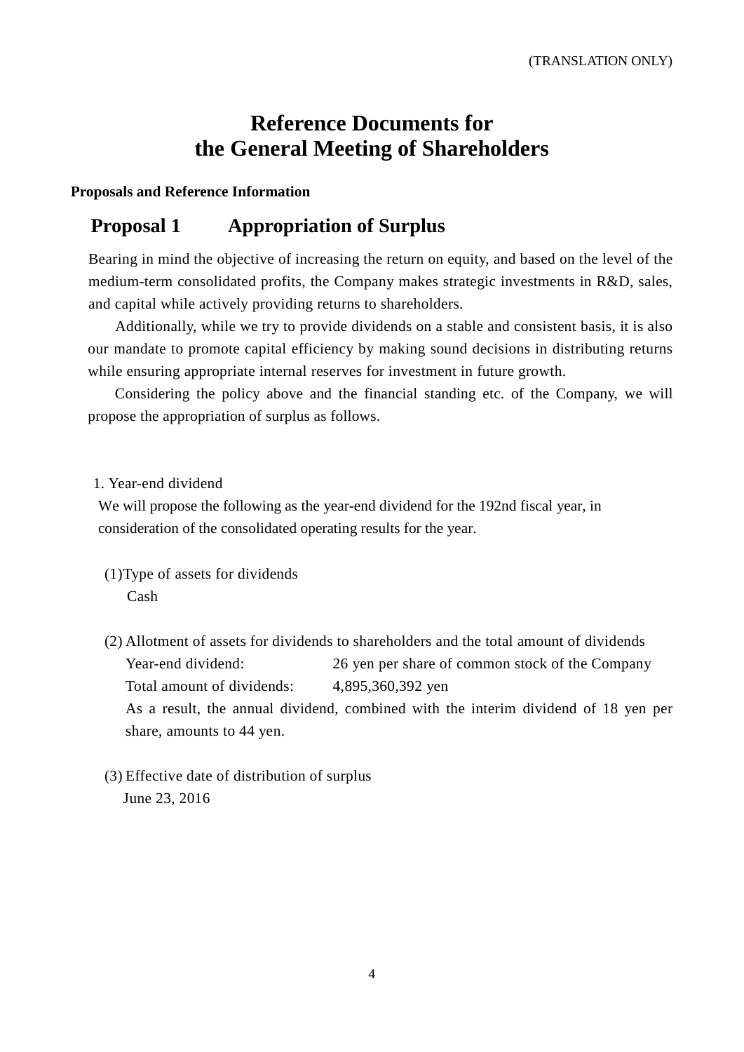(TRANSLATION ONLY)

# Reference Documents for the General Meeting of Shareholders

**Proposals and Reference Information**

## Proposal 1　Appropriation of Surplus

Bearing in mind the objective of increasing the return on equity, and based on the level of the medium-term consolidated profits, the Company makes strategic investments in R&D, sales, and capital while actively providing returns to shareholders.

Additionally, while we try to provide dividends on a stable and consistent basis, it is also our mandate to promote capital efficiency by making sound decisions in distributing returns while ensuring appropriate internal reserves for investment in future growth.

Considering the policy above and the financial standing etc. of the Company, we will propose the appropriation of surplus as follows.

1. Year-end dividend

We will propose the following as the year-end dividend for the 192nd fiscal year, in consideration of the consolidated operating results for the year.

(1) Type of assets for dividends

Cash

(2) Allotment of assets for dividends to shareholders and the total amount of dividends

Year-end dividend: 26 yen per share of common stock of the Company

Total amount of dividends: 4,895,360,392 yen

As a result, the annual dividend, combined with the interim dividend of 18 yen per share, amounts to 44 yen.

(3) Effective date of distribution of surplus

June 23, 2016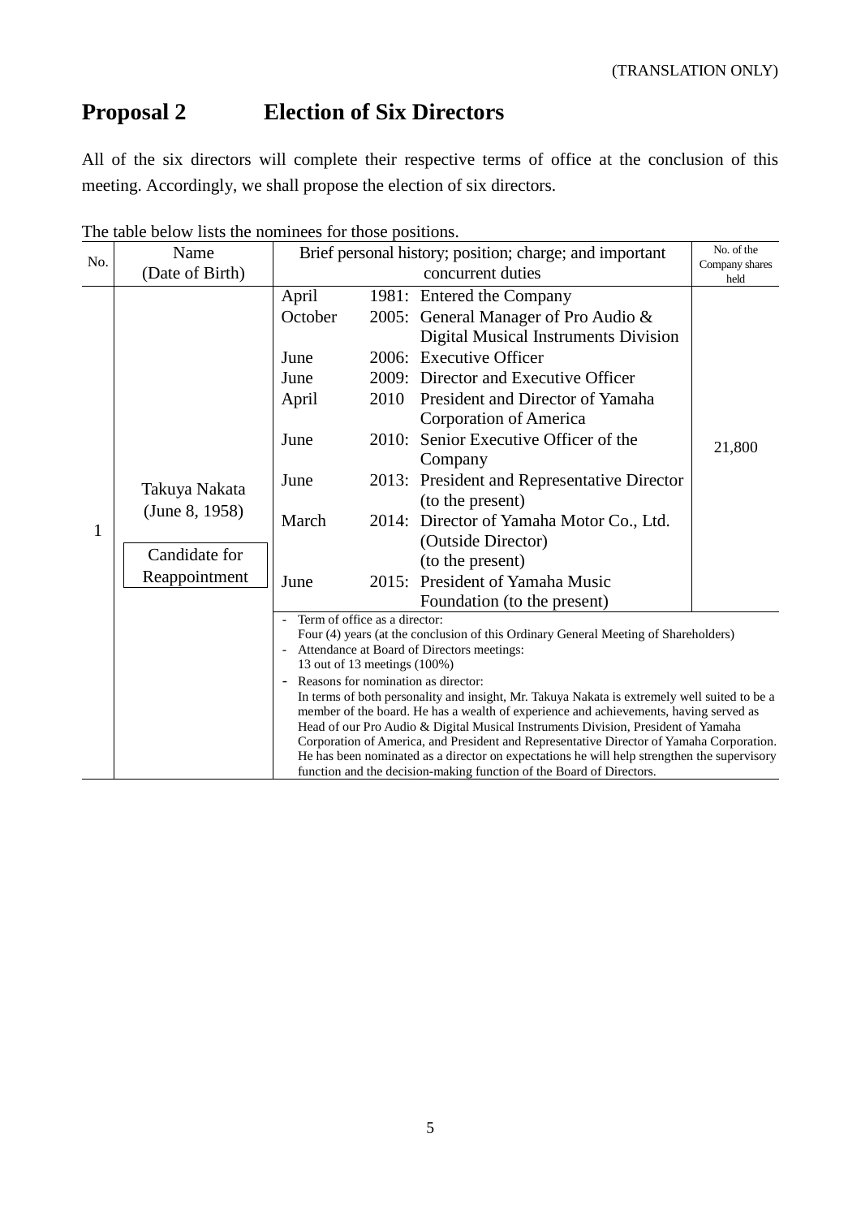(TRANSLATION ONLY)

# Proposal 2 Election of Six Directors

All of the six directors will complete their respective terms of office at the conclusion of this meeting. Accordingly, we shall propose the election of six directors.

The table below lists the nominees for those positions.

| No. | Name (Date of Birth) | Brief personal history; position; charge; and important concurrent duties | No. of the Company shares held |
|---|---|---|---|
| 1 | Takuya Nakata (June 8, 1958)<br><br>Candidate for Reappointment | April 1981: Entered the Company<br>October 2005: General Manager of Pro Audio & Digital Musical Instruments Division<br>June 2006: Executive Officer<br>June 2009: Director and Executive Officer<br>April 2010 President and Director of Yamaha Corporation of America<br>June 2010: Senior Executive Officer of the Company<br>June 2013: President and Representative Director (to the present)<br>March 2014: Director of Yamaha Motor Co., Ltd. (Outside Director) (to the present)<br>June 2015: President of Yamaha Music Foundation (to the present) | 21,800 |
| | | - Term of office as a director:<br>Four (4) years (at the conclusion of this Ordinary General Meeting of Shareholders)<br>- Attendance at Board of Directors meetings:<br>13 out of 13 meetings (100%)<br>- Reasons for nomination as director:<br>In terms of both personality and insight, Mr. Takuya Nakata is extremely well suited to be a member of the board. He has a wealth of experience and achievements, having served as Head of our Pro Audio & Digital Musical Instruments Division, President of Yamaha Corporation of America, and President and Representative Director of Yamaha Corporation. He has been nominated as a director on expectations he will help strengthen the supervisory function and the decision-making function of the Board of Directors. | |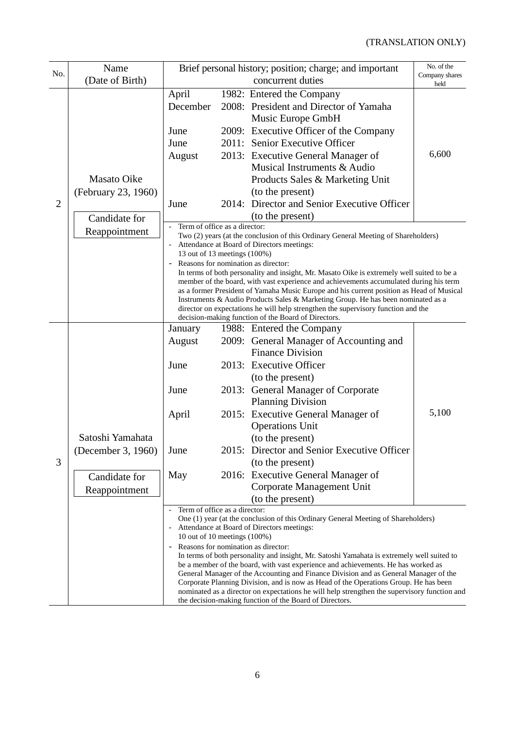(TRANSLATION ONLY)

| No. | Name (Date of Birth) | Brief personal history; position; charge; and important concurrent duties | No. of the Company shares held |
|---|---|---|---|
| 2 | Masato Oike (February 23, 1960) Candidate for Reappointment | April 1982: Entered the Company<br>December 2008: President and Director of Yamaha Music Europe GmbH<br>June 2009: Executive Officer of the Company<br>June 2011: Senior Executive Officer<br>August 2013: Executive General Manager of Musical Instruments & Audio Products Sales & Marketing Unit (to the present)<br>June 2014: Director and Senior Executive Officer (to the present) | 6,600 |
| | | - Term of office as a director:<br>Two (2) years (at the conclusion of this Ordinary General Meeting of Shareholders)<br>- Attendance at Board of Directors meetings:<br>13 out of 13 meetings (100%)<br>- Reasons for nomination as director:<br>In terms of both personality and insight, Mr. Masato Oike is extremely well suited to be a member of the board, with vast experience and achievements accumulated during his term as a former President of Yamaha Music Europe and his current position as Head of Musical Instruments & Audio Products Sales & Marketing Group. He has been nominated as a director on expectations he will help strengthen the supervisory function and the decision-making function of the Board of Directors. | |
| 3 | Satoshi Yamahata (December 3, 1960) Candidate for Reappointment | January 1988: Entered the Company<br>August 2009: General Manager of Accounting and Finance Division<br>June 2013: Executive Officer (to the present)<br>June 2013: General Manager of Corporate Planning Division<br>April 2015: Executive General Manager of Operations Unit (to the present)<br>June 2015: Director and Senior Executive Officer (to the present)<br>May 2016: Executive General Manager of Corporate Management Unit (to the present) | 5,100 |
| | | - Term of office as a director:<br>One (1) year (at the conclusion of this Ordinary General Meeting of Shareholders)<br>- Attendance at Board of Directors meetings:<br>10 out of 10 meetings (100%)<br>- Reasons for nomination as director:<br>In terms of both personality and insight, Mr. Satoshi Yamahata is extremely well suited to be a member of the board, with vast experience and achievements. He has worked as General Manager of the Accounting and Finance Division and as General Manager of the Corporate Planning Division, and is now as Head of the Operations Group. He has been nominated as a director on expectations he will help strengthen the supervisory function and the decision-making function of the Board of Directors. | |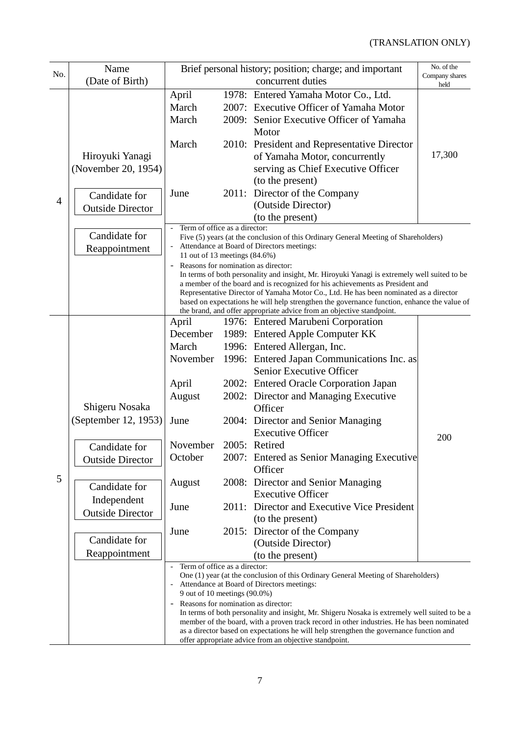(TRANSLATION ONLY)

| No. | Name (Date of Birth) | Brief personal history; position; charge; and important concurrent duties | No. of the Company shares held |
|---|---|---|---|
| 4 | Hiroyuki Yanagi (November 20, 1954)<br><br>Candidate for Outside Director<br><br>Candidate for Reappointment | April 1978: Entered Yamaha Motor Co., Ltd.<br>March 2007: Executive Officer of Yamaha Motor<br>March 2009: Senior Executive Officer of Yamaha Motor<br>March 2010: President and Representative Director of Yamaha Motor, concurrently serving as Chief Executive Officer (to the present)<br>June 2011: Director of the Company (Outside Director) (to the present) | 17,300 |
| | | - Term of office as a director:<br>Five (5) years (at the conclusion of this Ordinary General Meeting of Shareholders)<br>- Attendance at Board of Directors meetings:<br>11 out of 13 meetings (84.6%)<br>- Reasons for nomination as director:<br>In terms of both personality and insight, Mr. Hiroyuki Yanagi is extremely well suited to be a member of the board and is recognized for his achievements as President and Representative Director of Yamaha Motor Co., Ltd. He has been nominated as a director based on expectations he will help strengthen the governance function, enhance the value of the brand, and offer appropriate advice from an objective standpoint. | |
| 5 | Shigeru Nosaka (September 12, 1953)<br><br>Candidate for Outside Director<br><br>Candidate for Independent Outside Director<br><br>Candidate for Reappointment | April 1976: Entered Marubeni Corporation<br>December 1989: Entered Apple Computer KK<br>March 1996: Entered Allergan, Inc.<br>November 1996: Entered Japan Communications Inc. as Senior Executive Officer<br>April 2002: Entered Oracle Corporation Japan<br>August 2002: Director and Managing Executive Officer<br>June 2004: Director and Senior Managing Executive Officer<br>November 2005: Retired<br>October 2007: Entered as Senior Managing Executive Officer<br>August 2008: Director and Senior Managing Executive Officer<br>June 2011: Director and Executive Vice President (to the present)<br>June 2015: Director of the Company (Outside Director) (to the present) | 200 |
| | | - Term of office as a director:<br>One (1) year (at the conclusion of this Ordinary General Meeting of Shareholders)<br>- Attendance at Board of Directors meetings:<br>9 out of 10 meetings (90.0%)<br>- Reasons for nomination as director:<br>In terms of both personality and insight, Mr. Shigeru Nosaka is extremely well suited to be a member of the board, with a proven track record in other industries. He has been nominated as a director based on expectations he will help strengthen the governance function and offer appropriate advice from an objective standpoint. | |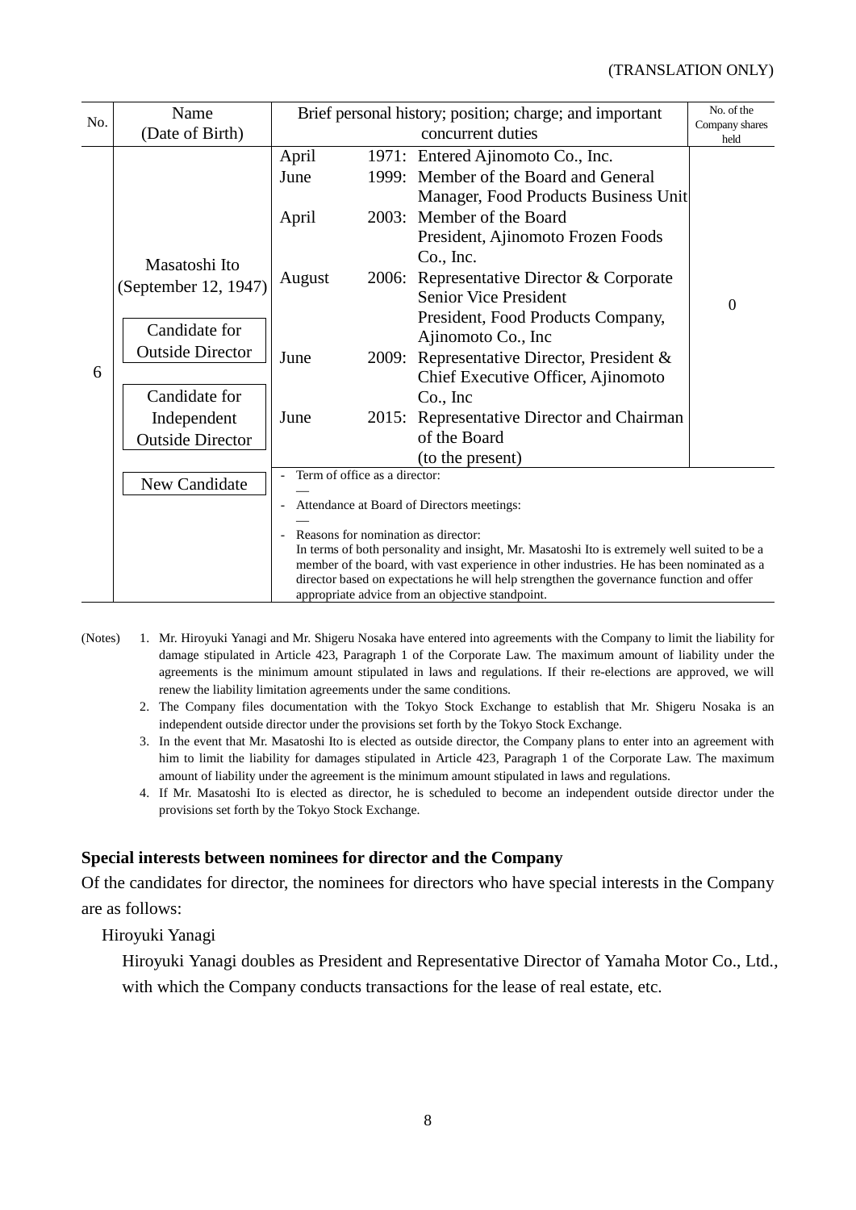(TRANSLATION ONLY)

| No. | Name (Date of Birth) | Brief personal history; position; charge; and important concurrent duties | No. of the Company shares held |
|---|---|---|---|
| 6 | Masatoshi Ito (September 12, 1947)<br><br>Candidate for Outside Director<br><br>Candidate for Independent Outside Director<br><br>New Candidate | April 1971: Entered Ajinomoto Co., Inc.<br>June 1999: Member of the Board and General Manager, Food Products Business Unit<br>April 2003: Member of the Board<br>President, Ajinomoto Frozen Foods Co., Inc.<br>August 2006: Representative Director & Corporate Senior Vice President<br>President, Food Products Company, Ajinomoto Co., Inc<br>June 2009: Representative Director, President & Chief Executive Officer, Ajinomoto Co., Inc<br>June 2015: Representative Director and Chairman of the Board<br>(to the present) | 0 |
| | | - Term of office as a director:<br>—<br>- Attendance at Board of Directors meetings:<br>—<br>- Reasons for nomination as director:<br>In terms of both personality and insight, Mr. Masatoshi Ito is extremely well suited to be a member of the board, with vast experience in other industries. He has been nominated as a director based on expectations he will help strengthen the governance function and offer appropriate advice from an objective standpoint. | |

(Notes)

1. Mr. Hiroyuki Yanagi and Mr. Shigeru Nosaka have entered into agreements with the Company to limit the liability for damage stipulated in Article 423, Paragraph 1 of the Corporate Law. The maximum amount of liability under the agreements is the minimum amount stipulated in laws and regulations. If their re-elections are approved, we will renew the liability limitation agreements under the same conditions.
2. The Company files documentation with the Tokyo Stock Exchange to establish that Mr. Shigeru Nosaka is an independent outside director under the provisions set forth by the Tokyo Stock Exchange.
3. In the event that Mr. Masatoshi Ito is elected as outside director, the Company plans to enter into an agreement with him to limit the liability for damages stipulated in Article 423, Paragraph 1 of the Corporate Law. The maximum amount of liability under the agreement is the minimum amount stipulated in laws and regulations.
4. If Mr. Masatoshi Ito is elected as director, he is scheduled to become an independent outside director under the provisions set forth by the Tokyo Stock Exchange.

**Special interests between nominees for director and the Company**

Of the candidates for director, the nominees for directors who have special interests in the Company are as follows:

Hiroyuki Yanagi

Hiroyuki Yanagi doubles as President and Representative Director of Yamaha Motor Co., Ltd., with which the Company conducts transactions for the lease of real estate, etc.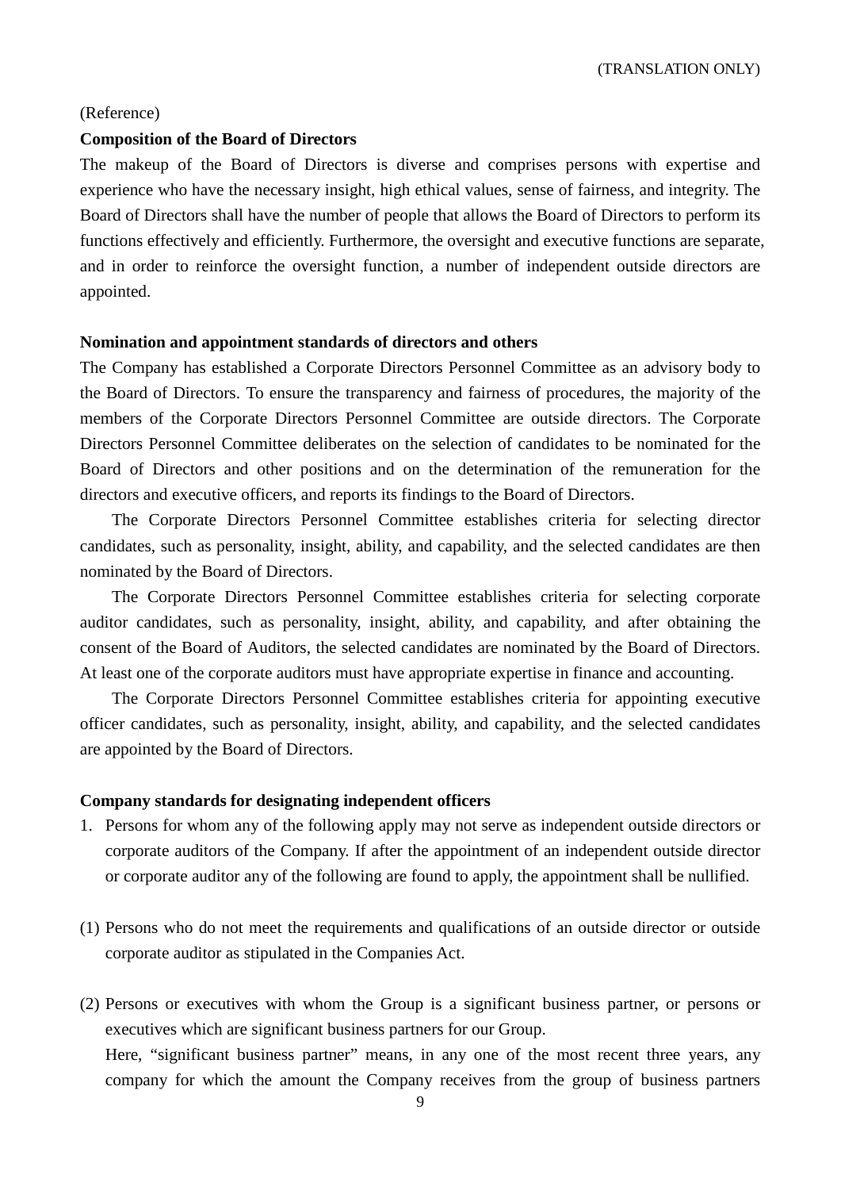(TRANSLATION ONLY)

(Reference)

**Composition of the Board of Directors**

The makeup of the Board of Directors is diverse and comprises persons with expertise and experience who have the necessary insight, high ethical values, sense of fairness, and integrity. The Board of Directors shall have the number of people that allows the Board of Directors to perform its functions effectively and efficiently. Furthermore, the oversight and executive functions are separate, and in order to reinforce the oversight function, a number of independent outside directors are appointed.

**Nomination and appointment standards of directors and others**

The Company has established a Corporate Directors Personnel Committee as an advisory body to the Board of Directors. To ensure the transparency and fairness of procedures, the majority of the members of the Corporate Directors Personnel Committee are outside directors. The Corporate Directors Personnel Committee deliberates on the selection of candidates to be nominated for the Board of Directors and other positions and on the determination of the remuneration for the directors and executive officers, and reports its findings to the Board of Directors.

The Corporate Directors Personnel Committee establishes criteria for selecting director candidates, such as personality, insight, ability, and capability, and the selected candidates are then nominated by the Board of Directors.

The Corporate Directors Personnel Committee establishes criteria for selecting corporate auditor candidates, such as personality, insight, ability, and capability, and after obtaining the consent of the Board of Auditors, the selected candidates are nominated by the Board of Directors. At least one of the corporate auditors must have appropriate expertise in finance and accounting.

The Corporate Directors Personnel Committee establishes criteria for appointing executive officer candidates, such as personality, insight, ability, and capability, and the selected candidates are appointed by the Board of Directors.

**Company standards for designating independent officers**

1. Persons for whom any of the following apply may not serve as independent outside directors or corporate auditors of the Company. If after the appointment of an independent outside director or corporate auditor any of the following are found to apply, the appointment shall be nullified.

(1) Persons who do not meet the requirements and qualifications of an outside director or outside corporate auditor as stipulated in the Companies Act.

(2) Persons or executives with whom the Group is a significant business partner, or persons or executives which are significant business partners for our Group.
Here, "significant business partner" means, in any one of the most recent three years, any company for which the amount the Company receives from the group of business partners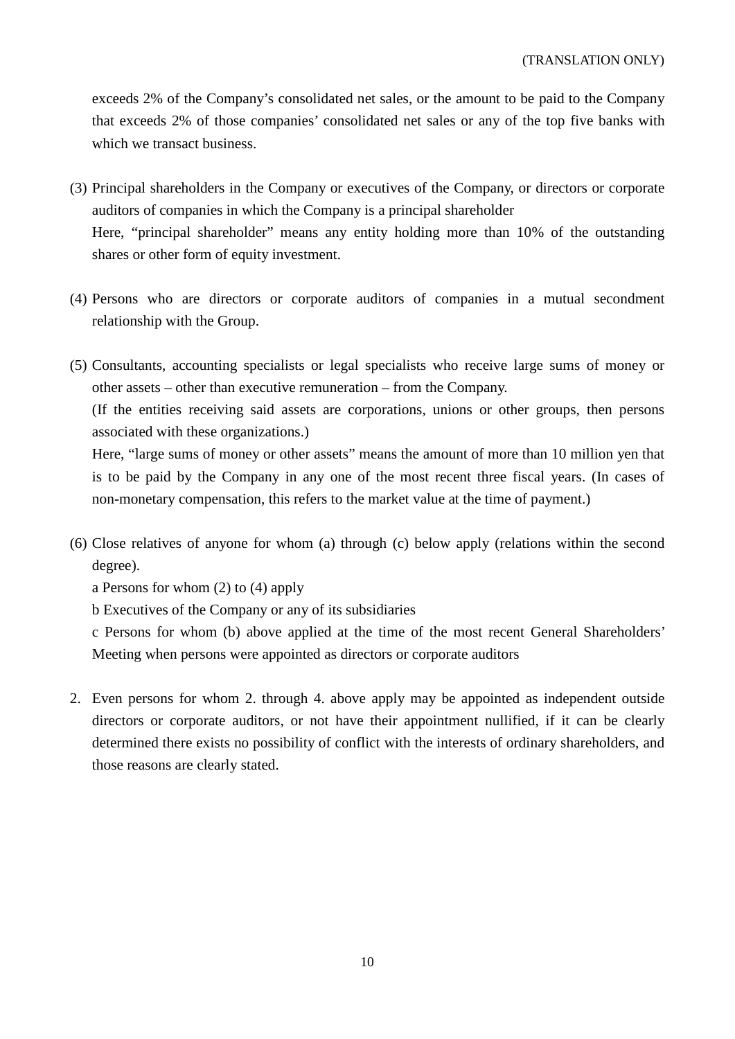exceeds 2% of the Company's consolidated net sales, or the amount to be paid to the Company that exceeds 2% of those companies' consolidated net sales or any of the top five banks with which we transact business.

(3) Principal shareholders in the Company or executives of the Company, or directors or corporate auditors of companies in which the Company is a principal shareholder
Here, "principal shareholder" means any entity holding more than 10% of the outstanding shares or other form of equity investment.

(4) Persons who are directors or corporate auditors of companies in a mutual secondment relationship with the Group.

(5) Consultants, accounting specialists or legal specialists who receive large sums of money or other assets – other than executive remuneration – from the Company.
(If the entities receiving said assets are corporations, unions or other groups, then persons associated with these organizations.)
Here, "large sums of money or other assets" means the amount of more than 10 million yen that is to be paid by the Company in any one of the most recent three fiscal years. (In cases of non-monetary compensation, this refers to the market value at the time of payment.)

(6) Close relatives of anyone for whom (a) through (c) below apply (relations within the second degree).
a Persons for whom (2) to (4) apply
b Executives of the Company or any of its subsidiaries
c Persons for whom (b) above applied at the time of the most recent General Shareholders' Meeting when persons were appointed as directors or corporate auditors

2. Even persons for whom 2. through 4. above apply may be appointed as independent outside directors or corporate auditors, or not have their appointment nullified, if it can be clearly determined there exists no possibility of conflict with the interests of ordinary shareholders, and those reasons are clearly stated.